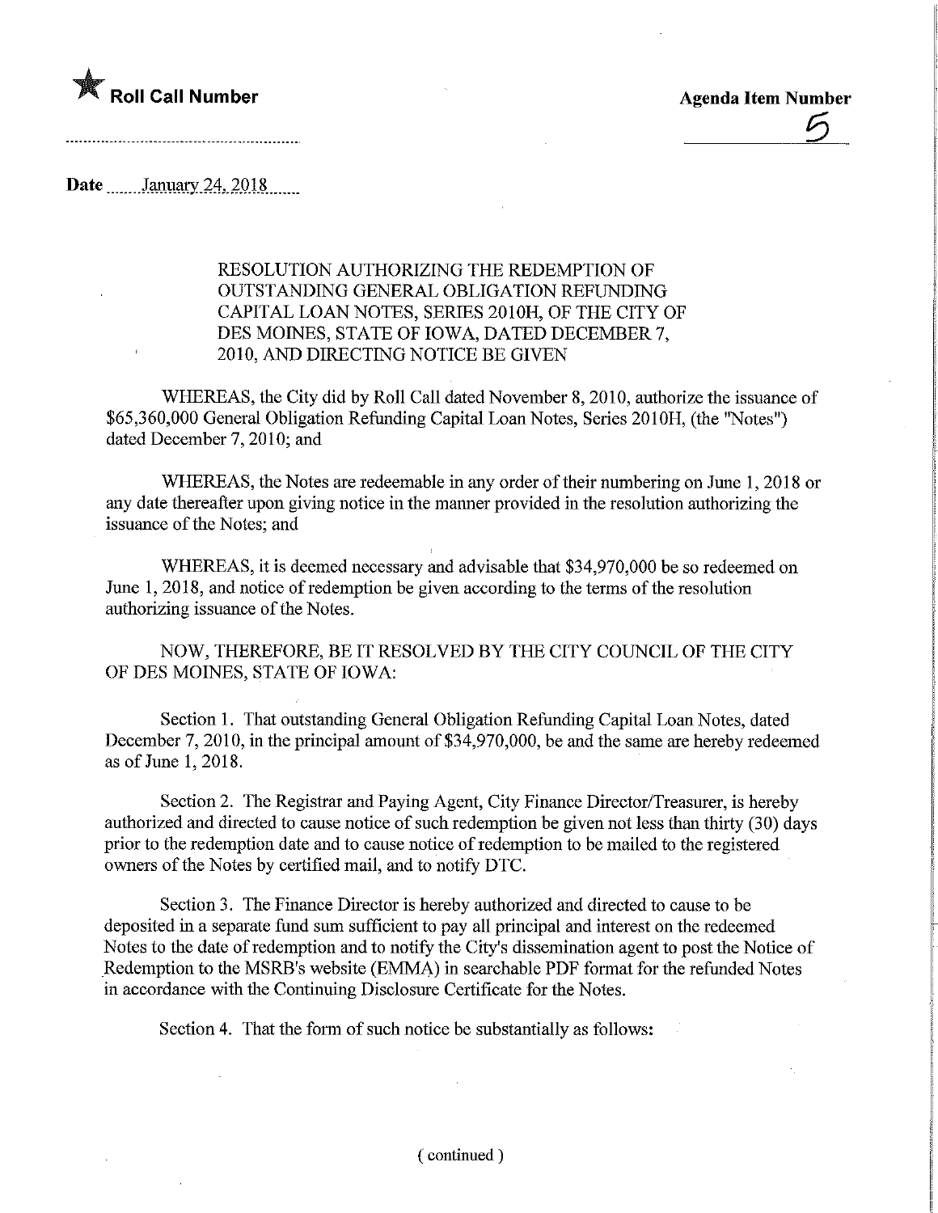★ **Roll Call Number**

**Agenda Item Number**

5

**Date** January 24, 2018

RESOLUTION AUTHORIZING THE REDEMPTION OF OUTSTANDING GENERAL OBLIGATION REFUNDING CAPITAL LOAN NOTES, SERIES 2010H, OF THE CITY OF DES MOINES, STATE OF IOWA, DATED DECEMBER 7, 2010, AND DIRECTING NOTICE BE GIVEN

WHEREAS, the City did by Roll Call dated November 8, 2010, authorize the issuance of $65,360,000 General Obligation Refunding Capital Loan Notes, Series 2010H, (the "Notes") dated December 7, 2010; and

WHEREAS, the Notes are redeemable in any order of their numbering on June 1, 2018 or any date thereafter upon giving notice in the manner provided in the resolution authorizing the issuance of the Notes; and

WHEREAS, it is deemed necessary and advisable that $34,970,000 be so redeemed on June 1, 2018, and notice of redemption be given according to the terms of the resolution authorizing issuance of the Notes.

NOW, THEREFORE, BE IT RESOLVED BY THE CITY COUNCIL OF THE CITY OF DES MOINES, STATE OF IOWA:

Section 1. That outstanding General Obligation Refunding Capital Loan Notes, dated December 7, 2010, in the principal amount of $34,970,000, be and the same are hereby redeemed as of June 1, 2018.

Section 2. The Registrar and Paying Agent, City Finance Director/Treasurer, is hereby authorized and directed to cause notice of such redemption be given not less than thirty (30) days prior to the redemption date and to cause notice of redemption to be mailed to the registered owners of the Notes by certified mail, and to notify DTC.

Section 3. The Finance Director is hereby authorized and directed to cause to be deposited in a separate fund sum sufficient to pay all principal and interest on the redeemed Notes to the date of redemption and to notify the City's dissemination agent to post the Notice of Redemption to the MSRB's website (EMMA) in searchable PDF format for the refunded Notes in accordance with the Continuing Disclosure Certificate for the Notes.

Section 4. That the form of such notice be substantially as follows:

( continued )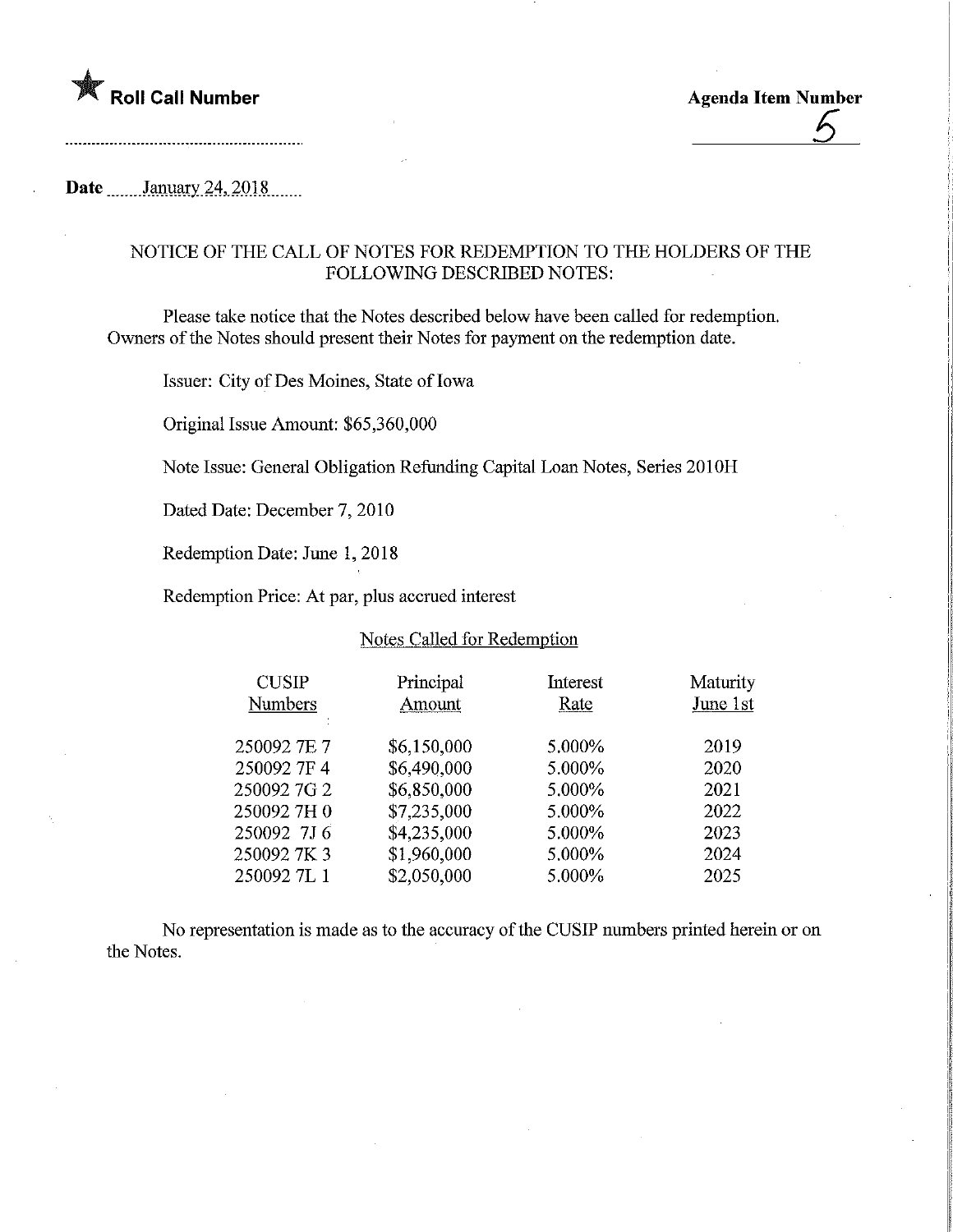★ **Roll Call Number**

**Agenda Item Number**

5

**Date** January 24, 2018

NOTICE OF THE CALL OF NOTES FOR REDEMPTION TO THE HOLDERS OF THE FOLLOWING DESCRIBED NOTES:

Please take notice that the Notes described below have been called for redemption. Owners of the Notes should present their Notes for payment on the redemption date.

Issuer: City of Des Moines, State of Iowa

Original Issue Amount: $65,360,000

Note Issue: General Obligation Refunding Capital Loan Notes, Series 2010H

Dated Date: December 7, 2010

Redemption Date: June 1, 2018

Redemption Price: At par, plus accrued interest

Notes Called for Redemption

| CUSIP Numbers | Principal Amount | Interest Rate | Maturity June 1st |
|---|---|---|---|
| 250092 7E 7 | $6,150,000 | 5.000% | 2019 |
| 250092 7F 4 | $6,490,000 | 5.000% | 2020 |
| 250092 7G 2 | $6,850,000 | 5.000% | 2021 |
| 250092 7H 0 | $7,235,000 | 5.000% | 2022 |
| 250092 7J 6 | $4,235,000 | 5.000% | 2023 |
| 250092 7K 3 | $1,960,000 | 5.000% | 2024 |
| 250092 7L 1 | $2,050,000 | 5.000% | 2025 |

No representation is made as to the accuracy of the CUSIP numbers printed herein or on the Notes.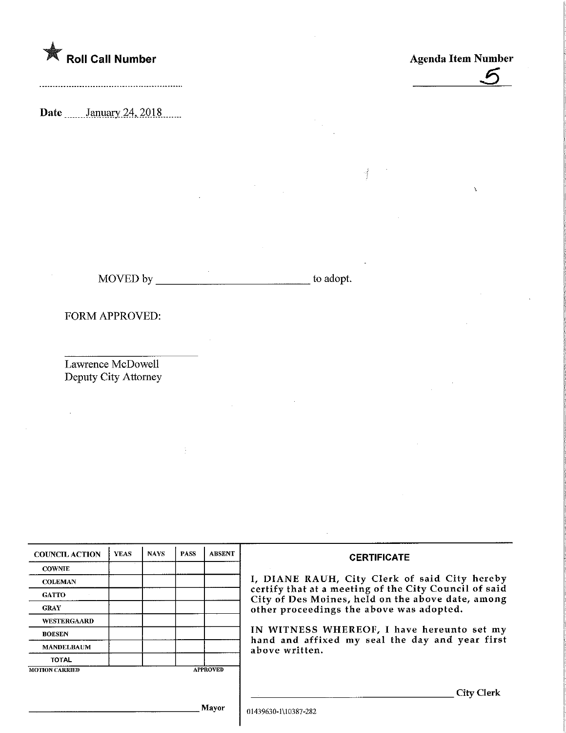★ **Roll Call Number**

..........................................................

**Agenda Item Number**

5

**Date** January 24, 2018

MOVED by ____________________________ to adopt.

FORM APPROVED:

____________________________

Lawrence McDowell
Deputy City Attorney

| COUNCIL ACTION | YEAS | NAYS | PASS | ABSENT |
|---|---|---|---|---|
| COWNIE | | | | |
| COLEMAN | | | | |
| GATTO | | | | |
| GRAY | | | | |
| WESTERGAARD | | | | |
| BOESEN | | | | |
| MANDELBAUM | | | | |
| TOTAL | | | | |

MOTION CARRIED APPROVED

____________________________ Mayor

**CERTIFICATE**

I, DIANE RAUH, City Clerk of said City hereby certify that at a meeting of the City Council of said City of Des Moines, held on the above date, among other proceedings the above was adopted.

IN WITNESS WHEREOF, I have hereunto set my hand and affixed my seal the day and year first above written.

____________________________ City Clerk

01439630-1\10387-282